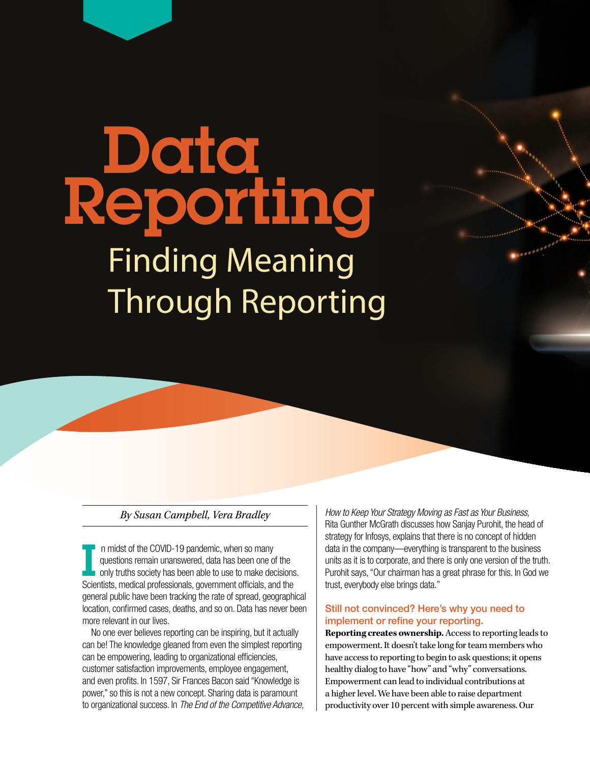# Data Reporting

## Finding Meaning Through Reporting

*By Susan Campbell, Vera Bradley*

In midst of the COVID-19 pandemic, when so many questions remain unanswered, data has been one of the only truths society has been able to use to make decisions. Scientists, medical professionals, government officials, and the general public have been tracking the rate of spread, geographical location, confirmed cases, deaths, and so on. Data has never been more relevant in our lives.

No one ever believes reporting can be inspiring, but it actually can be! The knowledge gleaned from even the simplest reporting can be empowering, leading to organizational efficiencies, customer satisfaction improvements, employee engagement, and even profits. In 1597, Sir Frances Bacon said "Knowledge is power," so this is not a new concept. Sharing data is paramount to organizational success. In *The End of the Competitive Advance, How to Keep Your Strategy Moving as Fast as Your Business,* Rita Gunther McGrath discusses how Sanjay Purohit, the head of strategy for Infosys, explains that there is no concept of hidden data in the company—everything is transparent to the business units as it is to corporate, and there is only one version of the truth. Purohit says, "Our chairman has a great phrase for this. In God we trust, everybody else brings data."

### Still not convinced? Here's why you need to implement or refine your reporting.

**Reporting creates ownership.** Access to reporting leads to empowerment. It doesn't take long for team members who have access to reporting to begin to ask questions; it opens healthy dialog to have "how" and "why" conversations. Empowerment can lead to individual contributions at a higher level. We have been able to raise department productivity over 10 percent with simple awareness. Our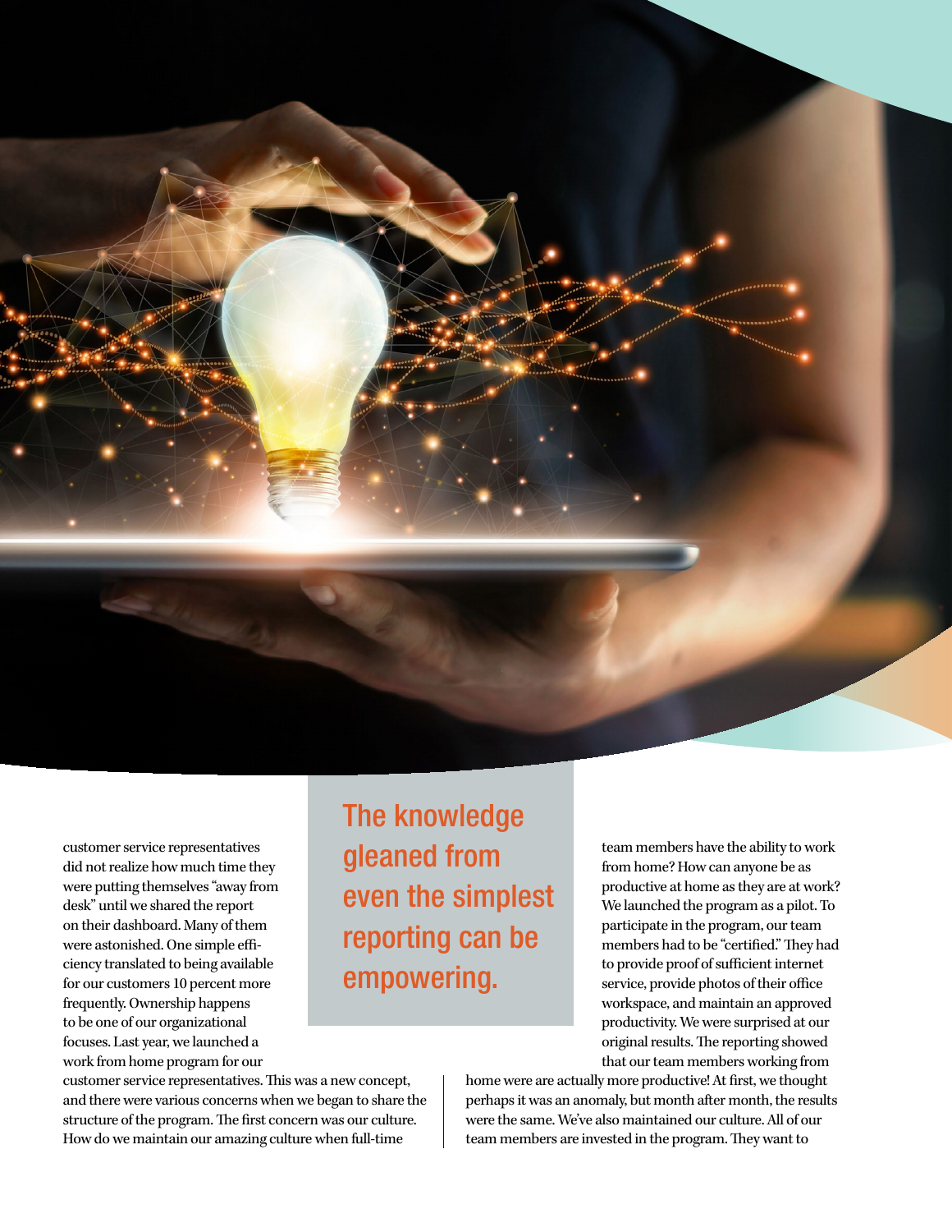customer service representatives did not realize how much time they were putting themselves "away from desk" until we shared the report on their dashboard. Many of them were astonished. One simple efficiency translated to being available for our customers 10 percent more frequently. Ownership happens to be one of our organizational focuses. Last year, we launched a work from home program for our customer service representatives. This was a new concept, and there were various concerns when we began to share the structure of the program. The first concern was our culture. How do we maintain our amazing culture when full-time team members have the ability to work from home? How can anyone be as productive at home as they are at work? We launched the program as a pilot. To participate in the program, our team members had to be "certified." They had to provide proof of sufficient internet service, provide photos of their office workspace, and maintain an approved productivity. We were surprised at our original results. The reporting showed that our team members working from home were are actually more productive! At first, we thought perhaps it was an anomaly, but month after month, the results were the same. We've also maintained our culture. All of our team members are invested in the program. They want to

> **The knowledge gleaned from even the simplest reporting can be empowering.**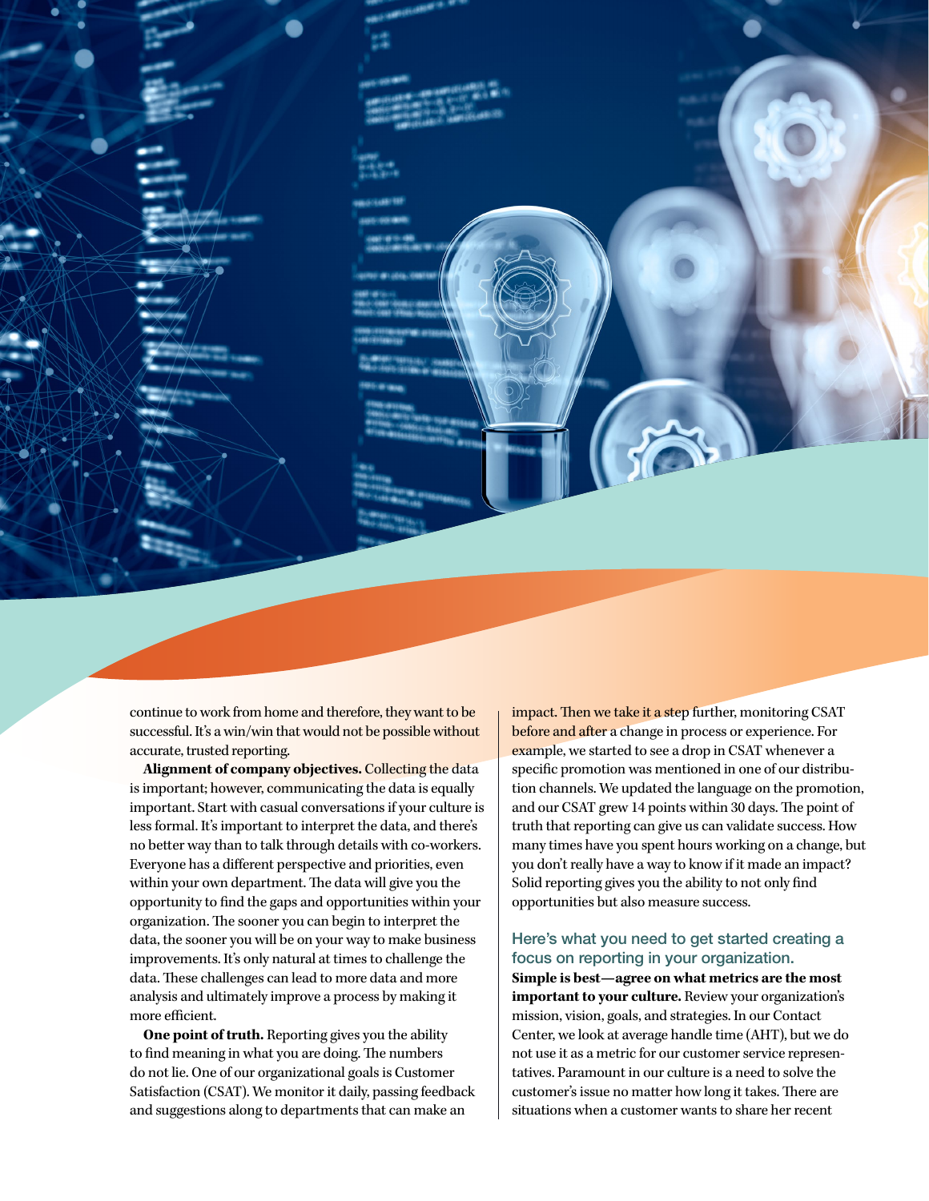continue to work from home and therefore, they want to be successful. It's a win/win that would not be possible without accurate, trusted reporting.

**Alignment of company objectives.** Collecting the data is important; however, communicating the data is equally important. Start with casual conversations if your culture is less formal. It's important to interpret the data, and there's no better way than to talk through details with co-workers. Everyone has a different perspective and priorities, even within your own department. The data will give you the opportunity to find the gaps and opportunities within your organization. The sooner you can begin to interpret the data, the sooner you will be on your way to make business improvements. It's only natural at times to challenge the data. These challenges can lead to more data and more analysis and ultimately improve a process by making it more efficient.

**One point of truth.** Reporting gives you the ability to find meaning in what you are doing. The numbers do not lie. One of our organizational goals is Customer Satisfaction (CSAT). We monitor it daily, passing feedback and suggestions along to departments that can make an impact. Then we take it a step further, monitoring CSAT before and after a change in process or experience. For example, we started to see a drop in CSAT whenever a specific promotion was mentioned in one of our distribution channels. We updated the language on the promotion, and our CSAT grew 14 points within 30 days. The point of truth that reporting can give us can validate success. How many times have you spent hours working on a change, but you don't really have a way to know if it made an impact? Solid reporting gives you the ability to not only find opportunities but also measure success.

### Here's what you need to get started creating a focus on reporting in your organization.

**Simple is best—agree on what metrics are the most important to your culture.** Review your organization's mission, vision, goals, and strategies. In our Contact Center, we look at average handle time (AHT), but we do not use it as a metric for our customer service representatives. Paramount in our culture is a need to solve the customer's issue no matter how long it takes. There are situations when a customer wants to share her recent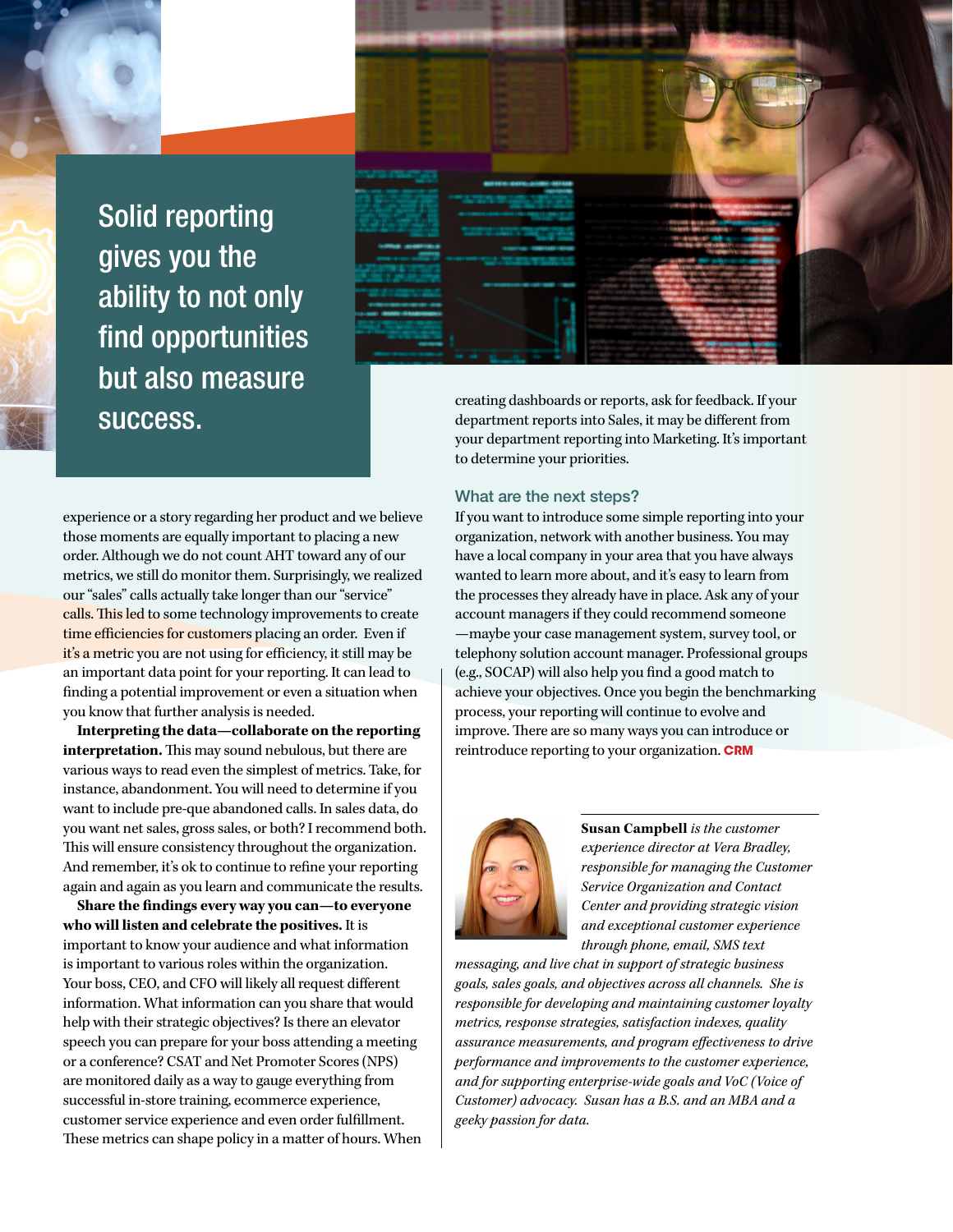Solid reporting gives you the ability to not only find opportunities but also measure success.

experience or a story regarding her product and we believe those moments are equally important to placing a new order. Although we do not count AHT toward any of our metrics, we still do monitor them. Surprisingly, we realized our "sales" calls actually take longer than our "service" calls. This led to some technology improvements to create time efficiencies for customers placing an order. Even if it's a metric you are not using for efficiency, it still may be an important data point for your reporting. It can lead to finding a potential improvement or even a situation when you know that further analysis is needed.

**Interpreting the data—collaborate on the reporting interpretation.** This may sound nebulous, but there are various ways to read even the simplest of metrics. Take, for instance, abandonment. You will need to determine if you want to include pre-que abandoned calls. In sales data, do you want net sales, gross sales, or both? I recommend both. This will ensure consistency throughout the organization. And remember, it's ok to continue to refine your reporting again and again as you learn and communicate the results.

**Share the findings every way you can—to everyone who will listen and celebrate the positives.** It is important to know your audience and what information is important to various roles within the organization. Your boss, CEO, and CFO will likely all request different information. What information can you share that would help with their strategic objectives? Is there an elevator speech you can prepare for your boss attending a meeting or a conference? CSAT and Net Promoter Scores (NPS) are monitored daily as a way to gauge everything from successful in-store training, ecommerce experience, customer service experience and even order fulfillment. These metrics can shape policy in a matter of hours. When creating dashboards or reports, ask for feedback. If your department reports into Sales, it may be different from your department reporting into Marketing. It's important to determine your priorities.

### What are the next steps?

If you want to introduce some simple reporting into your organization, network with another business. You may have a local company in your area that you have always wanted to learn more about, and it's easy to learn from the processes they already have in place. Ask any of your account managers if they could recommend someone —maybe your case management system, survey tool, or telephony solution account manager. Professional groups (e.g., SOCAP) will also help you find a good match to achieve your objectives. Once you begin the benchmarking process, your reporting will continue to evolve and improve. There are so many ways you can introduce or reintroduce reporting to your organization. **CRM**

**Susan Campbell** *is the customer experience director at Vera Bradley, responsible for managing the Customer Service Organization and Contact Center and providing strategic vision and exceptional customer experience through phone, email, SMS text messaging, and live chat in support of strategic business goals, sales goals, and objectives across all channels. She is responsible for developing and maintaining customer loyalty metrics, response strategies, satisfaction indexes, quality assurance measurements, and program effectiveness to drive performance and improvements to the customer experience, and for supporting enterprise-wide goals and VoC (Voice of Customer) advocacy. Susan has a B.S. and an MBA and a geeky passion for data.*